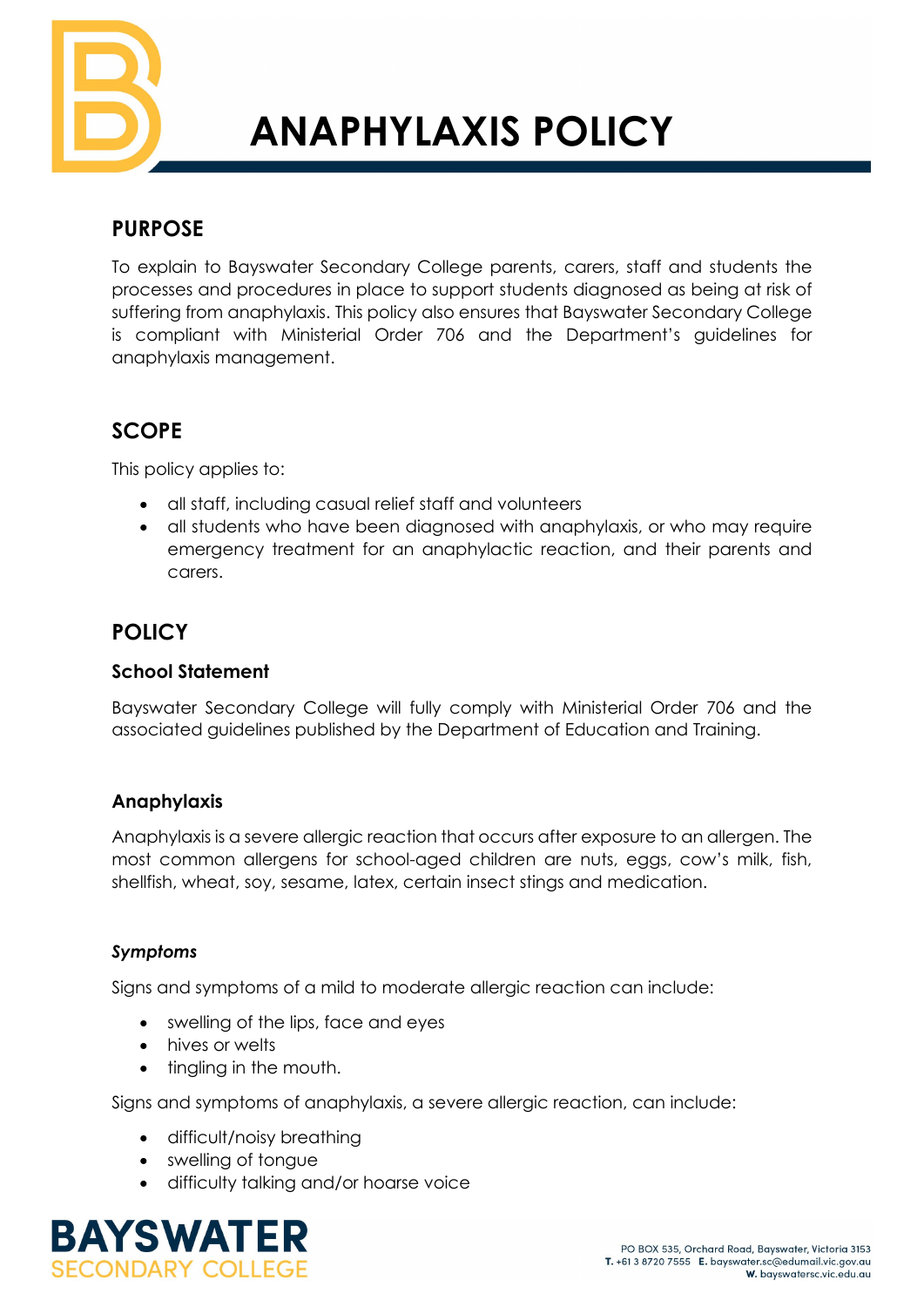# ANAPHYLAXIS POLICY

## PURPOSE

To explain to Bayswater Secondary College parents, carers, staff and students the processes and procedures in place to support students diagnosed as being at risk of suffering from anaphylaxis. This policy also ensures that Bayswater Secondary College is compliant with Ministerial Order 706 and the Department's guidelines for anaphylaxis management.

## SCOPE

This policy applies to:

- all staff, including casual relief staff and volunteers
- all students who have been diagnosed with anaphylaxis, or who may require emergency treatment for an anaphylactic reaction, and their parents and carers.

## POLICY

### School Statement

Bayswater Secondary College will fully comply with Ministerial Order 706 and the associated guidelines published by the Department of Education and Training.

### Anaphylaxis

Anaphylaxis is a severe allergic reaction that occurs after exposure to an allergen. The most common allergens for school-aged children are nuts, eggs, cow's milk, fish, shellfish, wheat, soy, sesame, latex, certain insect stings and medication.

#### *Symptoms*

Signs and symptoms of a mild to moderate allergic reaction can include:

- swelling of the lips, face and eyes
- hives or welts
- tingling in the mouth.

Signs and symptoms of anaphylaxis, a severe allergic reaction, can include:

- difficult/noisy breathing
- swelling of tongue
- difficulty talking and/or hoarse voice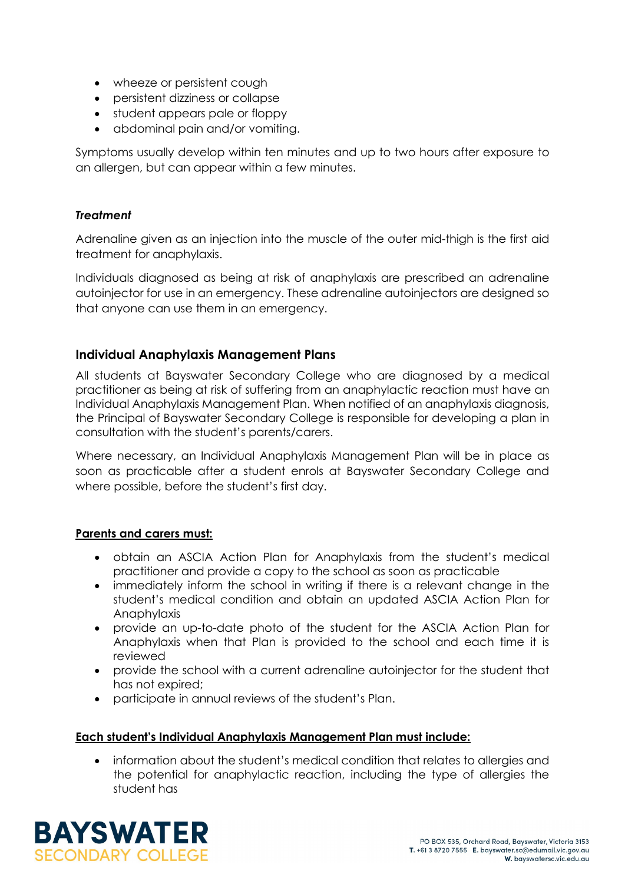- wheeze or persistent cough
- persistent dizziness or collapse
- student appears pale or floppy
- abdominal pain and/or vomiting.

Symptoms usually develop within ten minutes and up to two hours after exposure to an allergen, but can appear within a few minutes.

### *Treatment*

Adrenaline given as an injection into the muscle of the outer mid-thigh is the first aid treatment for anaphylaxis.

Individuals diagnosed as being at risk of anaphylaxis are prescribed an adrenaline autoinjector for use in an emergency. These adrenaline autoinjectors are designed so that anyone can use them in an emergency.

## Individual Anaphylaxis Management Plans

All students at Bayswater Secondary College who are diagnosed by a medical practitioner as being at risk of suffering from an anaphylactic reaction must have an Individual Anaphylaxis Management Plan. When notified of an anaphylaxis diagnosis, the Principal of Bayswater Secondary College is responsible for developing a plan in consultation with the student's parents/carers.

Where necessary, an Individual Anaphylaxis Management Plan will be in place as soon as practicable after a student enrols at Bayswater Secondary College and where possible, before the student's first day.

**Parents and carers must:**

- obtain an ASCIA Action Plan for Anaphylaxis from the student's medical practitioner and provide a copy to the school as soon as practicable
- immediately inform the school in writing if there is a relevant change in the student's medical condition and obtain an updated ASCIA Action Plan for Anaphylaxis
- provide an up-to-date photo of the student for the ASCIA Action Plan for Anaphylaxis when that Plan is provided to the school and each time it is reviewed
- provide the school with a current adrenaline autoinjector for the student that has not expired;
- participate in annual reviews of the student's Plan.

**Each student's Individual Anaphylaxis Management Plan must include:**

- information about the student's medical condition that relates to allergies and the potential for anaphylactic reaction, including the type of allergies the student has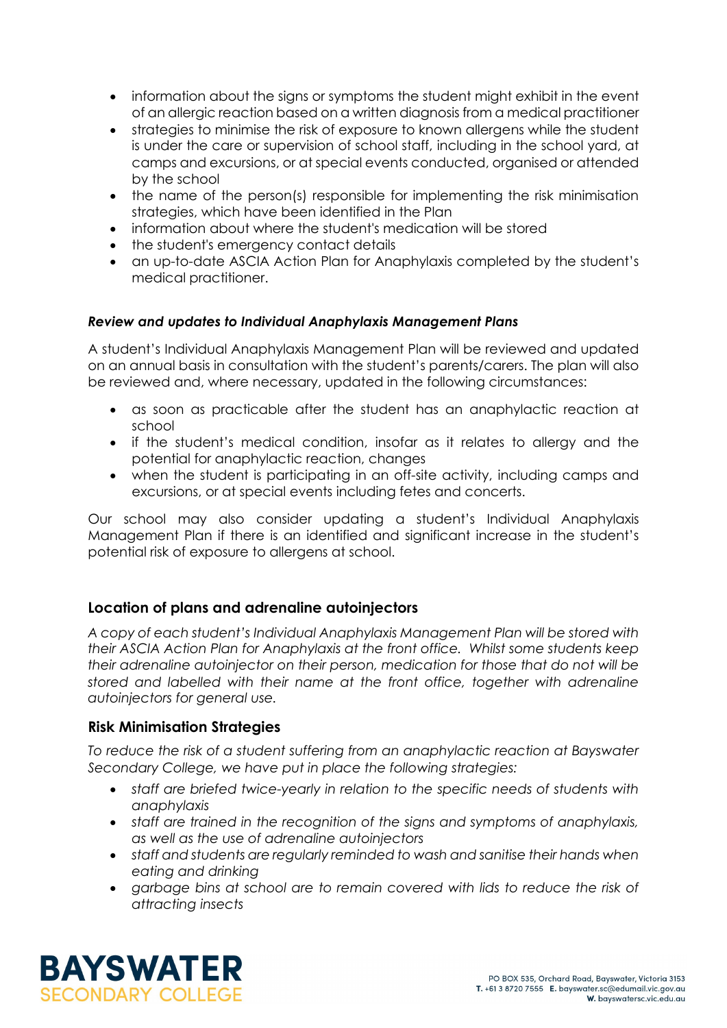- information about the signs or symptoms the student might exhibit in the event of an allergic reaction based on a written diagnosis from a medical practitioner
- strategies to minimise the risk of exposure to known allergens while the student is under the care or supervision of school staff, including in the school yard, at camps and excursions, or at special events conducted, organised or attended by the school
- the name of the person(s) responsible for implementing the risk minimisation strategies, which have been identified in the Plan
- information about where the student's medication will be stored
- the student's emergency contact details
- an up-to-date ASCIA Action Plan for Anaphylaxis completed by the student's medical practitioner.

***Review and updates to Individual Anaphylaxis Management Plans***

A student's Individual Anaphylaxis Management Plan will be reviewed and updated on an annual basis in consultation with the student's parents/carers. The plan will also be reviewed and, where necessary, updated in the following circumstances:

- as soon as practicable after the student has an anaphylactic reaction at school
- if the student's medical condition, insofar as it relates to allergy and the potential for anaphylactic reaction, changes
- when the student is participating in an off-site activity, including camps and excursions, or at special events including fetes and concerts.

Our school may also consider updating a student's Individual Anaphylaxis Management Plan if there is an identified and significant increase in the student's potential risk of exposure to allergens at school.

## Location of plans and adrenaline autoinjectors

*A copy of each student's Individual Anaphylaxis Management Plan will be stored with their ASCIA Action Plan for Anaphylaxis at the front office. Whilst some students keep their adrenaline autoinjector on their person, medication for those that do not will be stored and labelled with their name at the front office, together with adrenaline autoinjectors for general use.*

## Risk Minimisation Strategies

*To reduce the risk of a student suffering from an anaphylactic reaction at Bayswater Secondary College, we have put in place the following strategies:*

- *staff are briefed twice-yearly in relation to the specific needs of students with anaphylaxis*
- *staff are trained in the recognition of the signs and symptoms of anaphylaxis, as well as the use of adrenaline autoinjectors*
- *staff and students are regularly reminded to wash and sanitise their hands when eating and drinking*
- *garbage bins at school are to remain covered with lids to reduce the risk of attracting insects*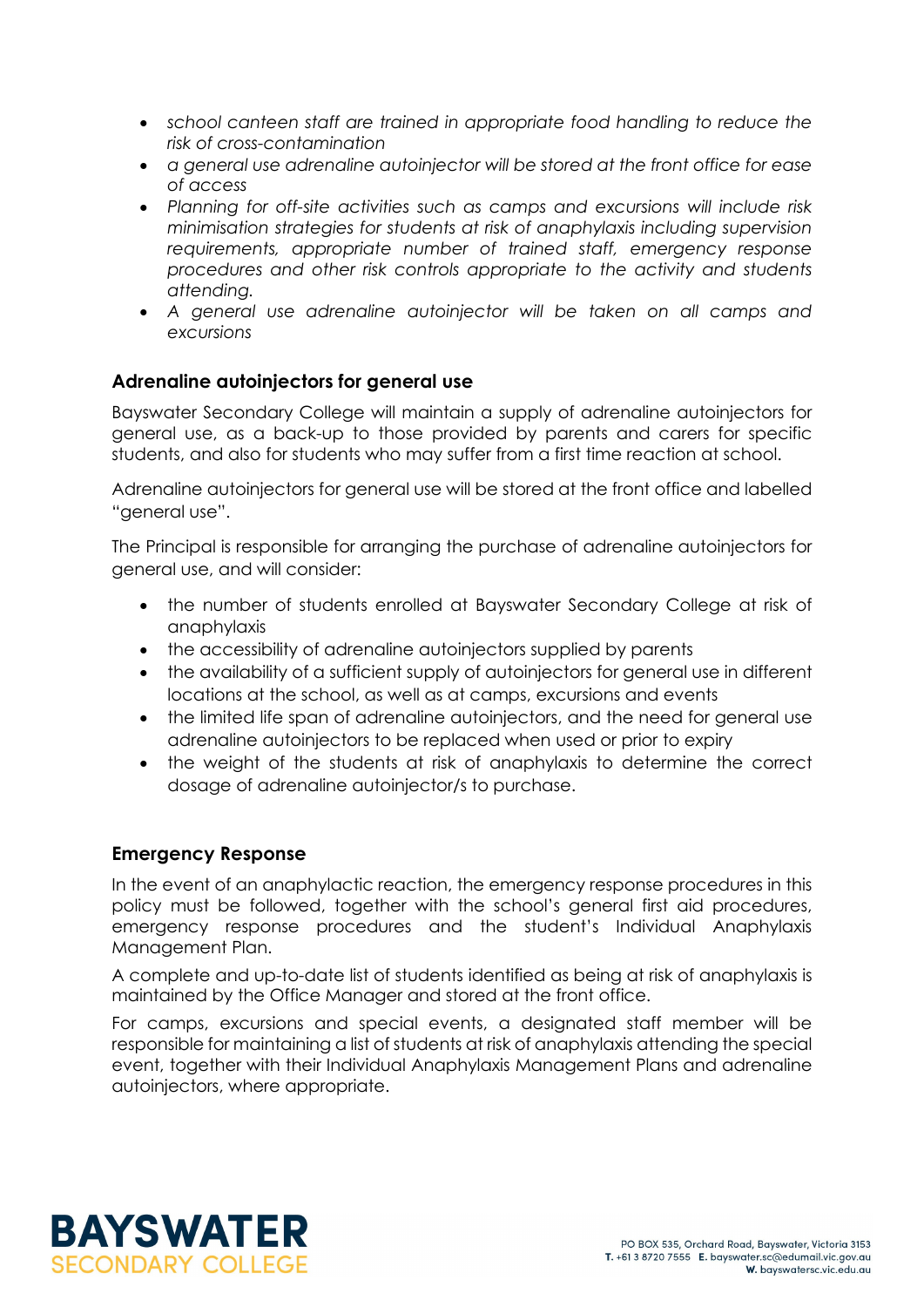- *school canteen staff are trained in appropriate food handling to reduce the risk of cross-contamination*
- *a general use adrenaline autoinjector will be stored at the front office for ease of access*
- *Planning for off-site activities such as camps and excursions will include risk minimisation strategies for students at risk of anaphylaxis including supervision requirements, appropriate number of trained staff, emergency response procedures and other risk controls appropriate to the activity and students attending.*
- *A general use adrenaline autoinjector will be taken on all camps and excursions*

### Adrenaline autoinjectors for general use

Bayswater Secondary College will maintain a supply of adrenaline autoinjectors for general use, as a back-up to those provided by parents and carers for specific students, and also for students who may suffer from a first time reaction at school.

Adrenaline autoinjectors for general use will be stored at the front office and labelled "general use".

The Principal is responsible for arranging the purchase of adrenaline autoinjectors for general use, and will consider:

- the number of students enrolled at Bayswater Secondary College at risk of anaphylaxis
- the accessibility of adrenaline autoinjectors supplied by parents
- the availability of a sufficient supply of autoinjectors for general use in different locations at the school, as well as at camps, excursions and events
- the limited life span of adrenaline autoinjectors, and the need for general use adrenaline autoinjectors to be replaced when used or prior to expiry
- the weight of the students at risk of anaphylaxis to determine the correct dosage of adrenaline autoinjector/s to purchase.

### Emergency Response

In the event of an anaphylactic reaction, the emergency response procedures in this policy must be followed, together with the school's general first aid procedures, emergency response procedures and the student's Individual Anaphylaxis Management Plan.

A complete and up-to-date list of students identified as being at risk of anaphylaxis is maintained by the Office Manager and stored at the front office.

For camps, excursions and special events, a designated staff member will be responsible for maintaining a list of students at risk of anaphylaxis attending the special event, together with their Individual Anaphylaxis Management Plans and adrenaline autoinjectors, where appropriate.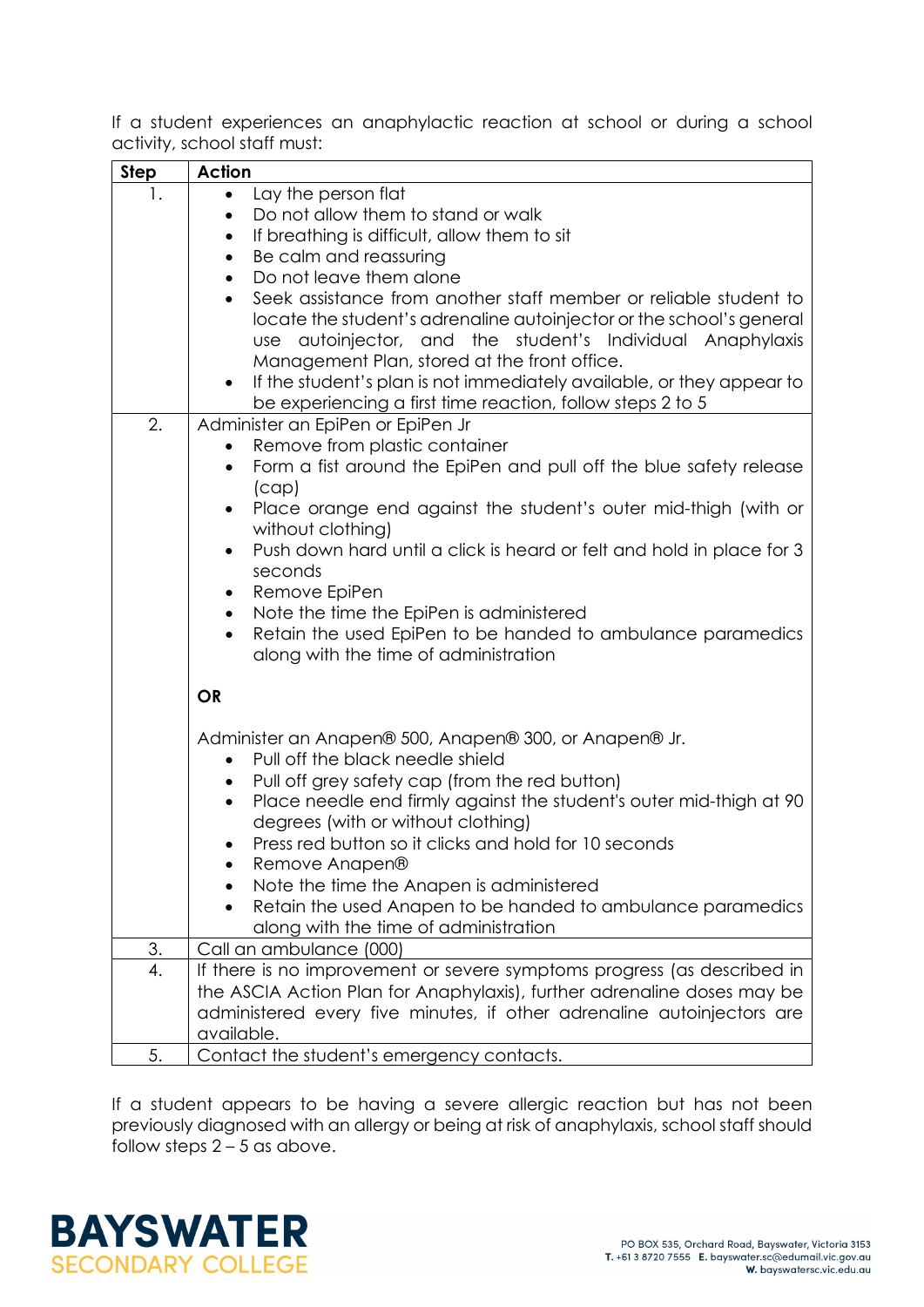If a student experiences an anaphylactic reaction at school or during a school activity, school staff must:

| Step | Action |
|---|---|
| 1. | • Lay the person flat<br>• Do not allow them to stand or walk<br>• If breathing is difficult, allow them to sit<br>• Be calm and reassuring<br>• Do not leave them alone<br>• Seek assistance from another staff member or reliable student to locate the student's adrenaline autoinjector or the school's general use autoinjector, and the student's Individual Anaphylaxis Management Plan, stored at the front office.<br>• If the student's plan is not immediately available, or they appear to be experiencing a first time reaction, follow steps 2 to 5 |
| 2. | Administer an EpiPen or EpiPen Jr<br>• Remove from plastic container<br>• Form a fist around the EpiPen and pull off the blue safety release (cap)<br>• Place orange end against the student's outer mid-thigh (with or without clothing)<br>• Push down hard until a click is heard or felt and hold in place for 3 seconds<br>• Remove EpiPen<br>• Note the time the EpiPen is administered<br>• Retain the used EpiPen to be handed to ambulance paramedics along with the time of administration<br><br>**OR**<br><br>Administer an Anapen® 500, Anapen® 300, or Anapen® Jr.<br>• Pull off the black needle shield<br>• Pull off grey safety cap (from the red button)<br>• Place needle end firmly against the student's outer mid-thigh at 90 degrees (with or without clothing)<br>• Press red button so it clicks and hold for 10 seconds<br>• Remove Anapen®<br>• Note the time the Anapen is administered<br>• Retain the used Anapen to be handed to ambulance paramedics along with the time of administration |
| 3. | Call an ambulance (000) |
| 4. | If there is no improvement or severe symptoms progress (as described in the ASCIA Action Plan for Anaphylaxis), further adrenaline doses may be administered every five minutes, if other adrenaline autoinjectors are available. |
| 5. | Contact the student's emergency contacts. |

If a student appears to be having a severe allergic reaction but has not been previously diagnosed with an allergy or being at risk of anaphylaxis, school staff should follow steps 2 – 5 as above.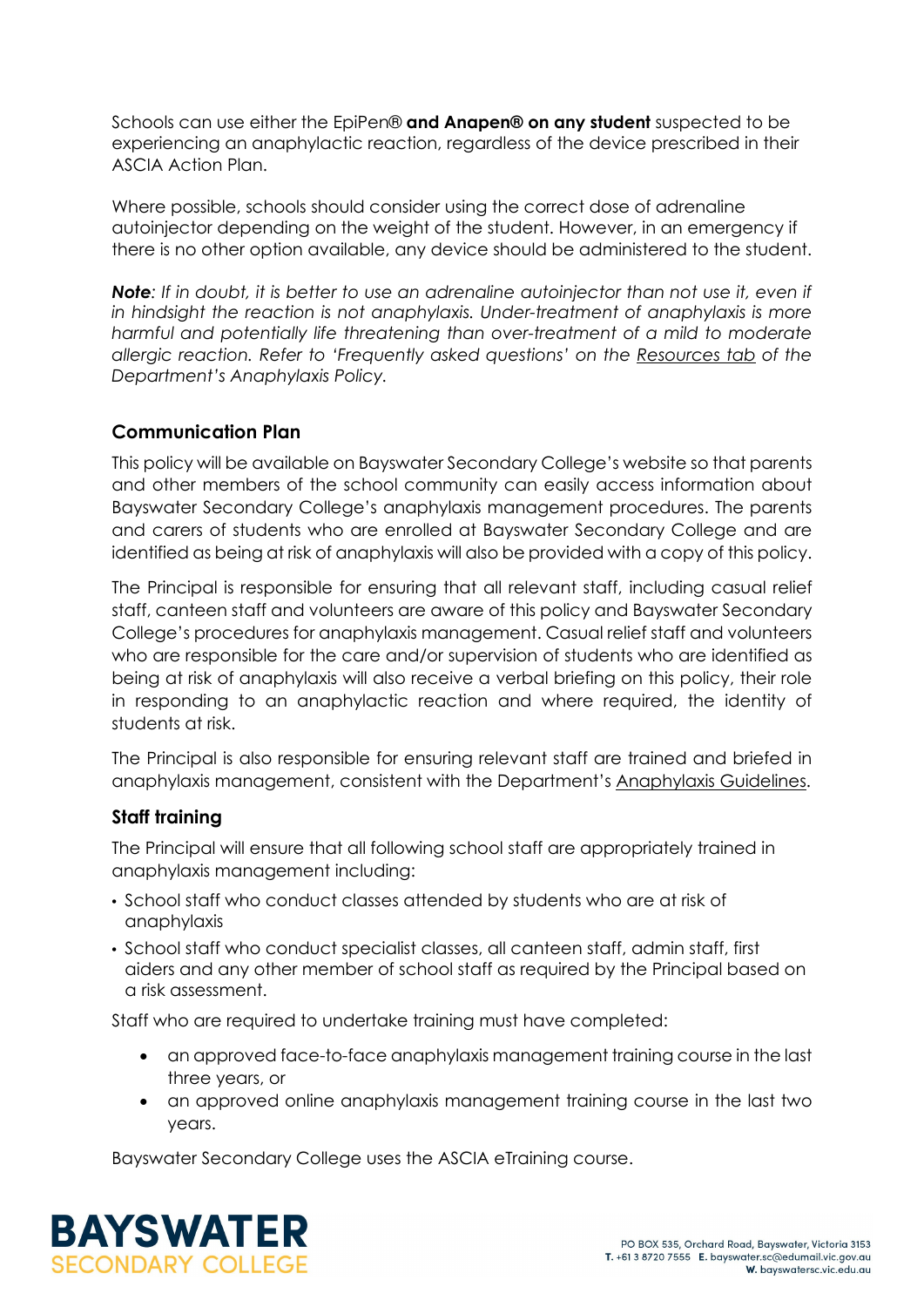Schools can use either the EpiPen® **and Anapen® on any student** suspected to be experiencing an anaphylactic reaction, regardless of the device prescribed in their ASCIA Action Plan.

Where possible, schools should consider using the correct dose of adrenaline autoinjector depending on the weight of the student. However, in an emergency if there is no other option available, any device should be administered to the student.

***Note**: If in doubt, it is better to use an adrenaline autoinjector than not use it, even if in hindsight the reaction is not anaphylaxis. Under-treatment of anaphylaxis is more harmful and potentially life threatening than over-treatment of a mild to moderate allergic reaction. Refer to 'Frequently asked questions' on the Resources tab of the Department's Anaphylaxis Policy.*

### Communication Plan

This policy will be available on Bayswater Secondary College's website so that parents and other members of the school community can easily access information about Bayswater Secondary College's anaphylaxis management procedures. The parents and carers of students who are enrolled at Bayswater Secondary College and are identified as being at risk of anaphylaxis will also be provided with a copy of this policy.

The Principal is responsible for ensuring that all relevant staff, including casual relief staff, canteen staff and volunteers are aware of this policy and Bayswater Secondary College's procedures for anaphylaxis management. Casual relief staff and volunteers who are responsible for the care and/or supervision of students who are identified as being at risk of anaphylaxis will also receive a verbal briefing on this policy, their role in responding to an anaphylactic reaction and where required, the identity of students at risk.

The Principal is also responsible for ensuring relevant staff are trained and briefed in anaphylaxis management, consistent with the Department's Anaphylaxis Guidelines.

### Staff training

The Principal will ensure that all following school staff are appropriately trained in anaphylaxis management including:

- School staff who conduct classes attended by students who are at risk of anaphylaxis
- School staff who conduct specialist classes, all canteen staff, admin staff, first aiders and any other member of school staff as required by the Principal based on a risk assessment.

Staff who are required to undertake training must have completed:

- an approved face-to-face anaphylaxis management training course in the last three years, or
- an approved online anaphylaxis management training course in the last two years.

Bayswater Secondary College uses the ASCIA eTraining course.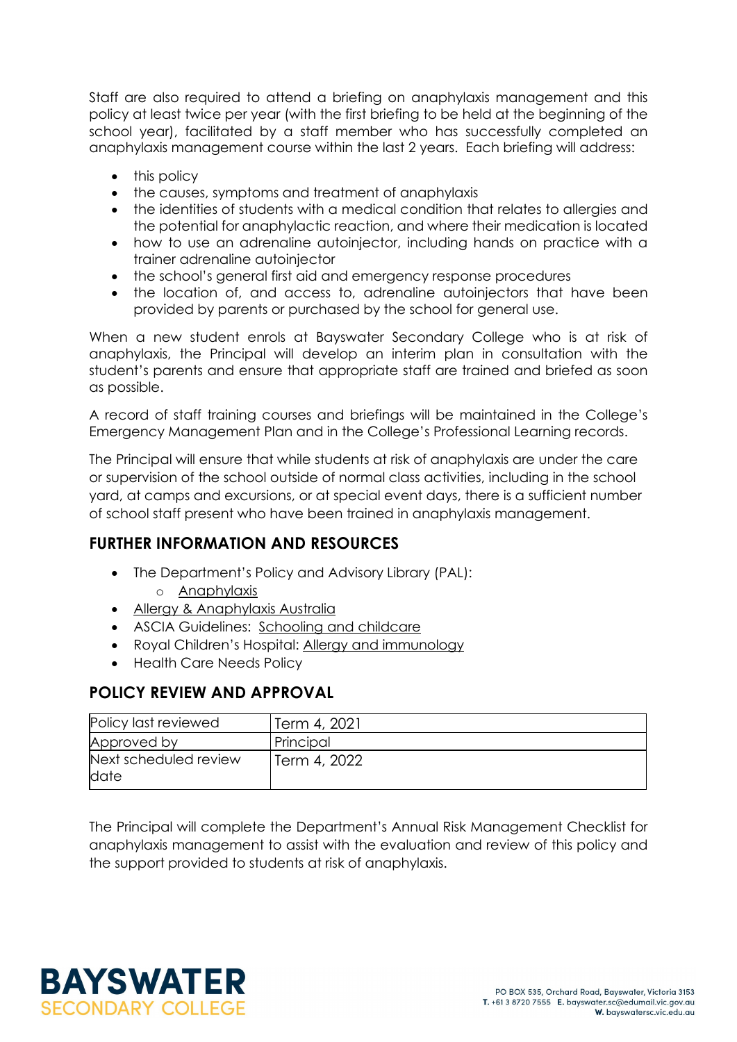Staff are also required to attend a briefing on anaphylaxis management and this policy at least twice per year (with the first briefing to be held at the beginning of the school year), facilitated by a staff member who has successfully completed an anaphylaxis management course within the last 2 years. Each briefing will address:

- this policy
- the causes, symptoms and treatment of anaphylaxis
- the identities of students with a medical condition that relates to allergies and the potential for anaphylactic reaction, and where their medication is located
- how to use an adrenaline autoinjector, including hands on practice with a trainer adrenaline autoinjector
- the school's general first aid and emergency response procedures
- the location of, and access to, adrenaline autoinjectors that have been provided by parents or purchased by the school for general use.

When a new student enrols at Bayswater Secondary College who is at risk of anaphylaxis, the Principal will develop an interim plan in consultation with the student's parents and ensure that appropriate staff are trained and briefed as soon as possible.

A record of staff training courses and briefings will be maintained in the College's Emergency Management Plan and in the College's Professional Learning records.

The Principal will ensure that while students at risk of anaphylaxis are under the care or supervision of the school outside of normal class activities, including in the school yard, at camps and excursions, or at special event days, there is a sufficient number of school staff present who have been trained in anaphylaxis management.

## FURTHER INFORMATION AND RESOURCES

- The Department's Policy and Advisory Library (PAL):
  - Anaphylaxis
- Allergy & Anaphylaxis Australia
- ASCIA Guidelines: Schooling and childcare
- Royal Children's Hospital: Allergy and immunology
- Health Care Needs Policy

## POLICY REVIEW AND APPROVAL

| | |
|---|---|
| Policy last reviewed | Term 4, 2021 |
| Approved by | Principal |
| Next scheduled review date | Term 4, 2022 |

The Principal will complete the Department's Annual Risk Management Checklist for anaphylaxis management to assist with the evaluation and review of this policy and the support provided to students at risk of anaphylaxis.